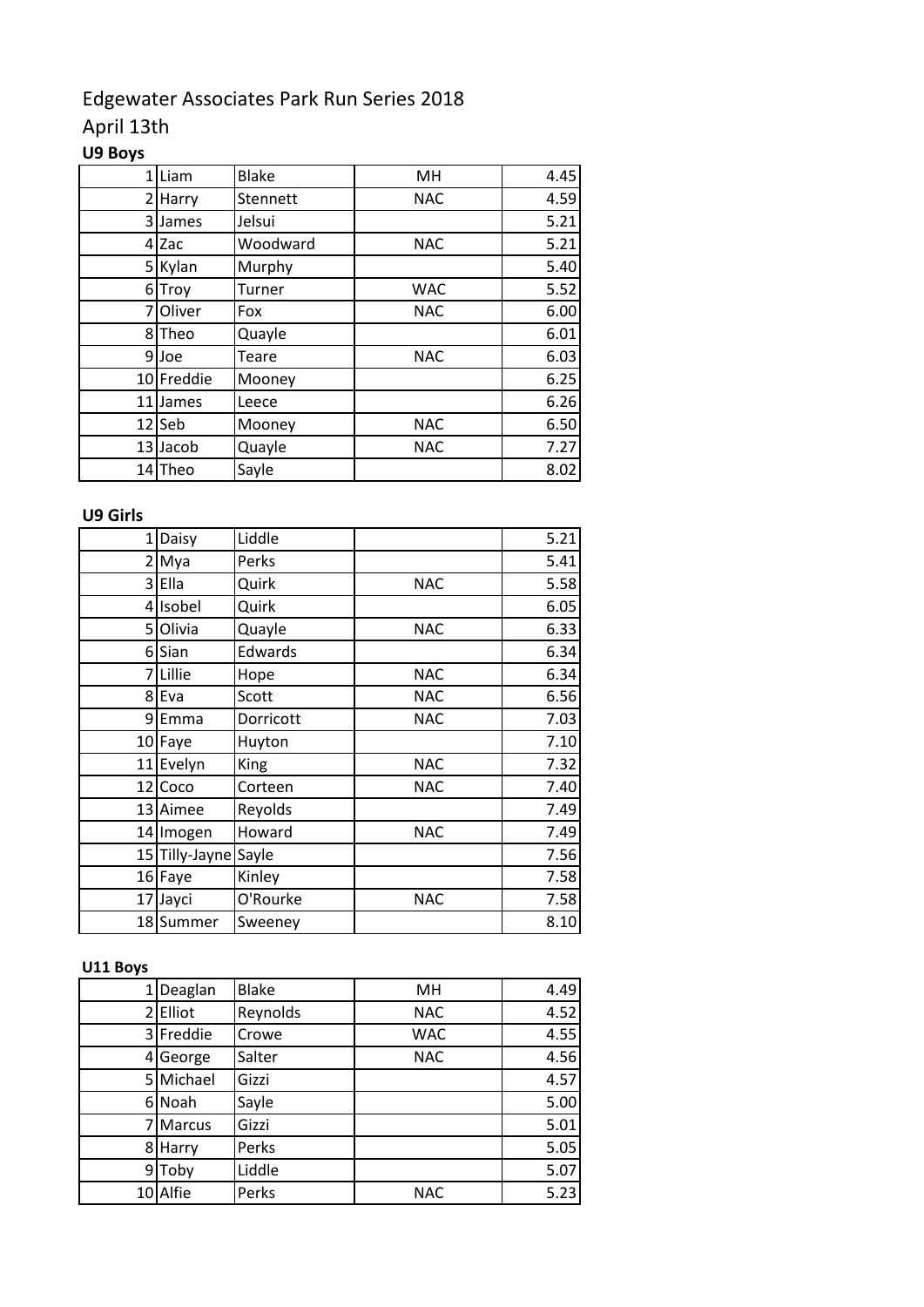# Edgewater Associates Park Run Series 2018

## April 13th

### U9 Boys

| | | | | |
|---|---|---|---|---|
| 1 | Liam | Blake | MH | 4.45 |
| 2 | Harry | Stennett | NAC | 4.59 |
| 3 | James | Jelsui | | 5.21 |
| 4 | Zac | Woodward | NAC | 5.21 |
| 5 | Kylan | Murphy | | 5.40 |
| 6 | Troy | Turner | WAC | 5.52 |
| 7 | Oliver | Fox | NAC | 6.00 |
| 8 | Theo | Quayle | | 6.01 |
| 9 | Joe | Teare | NAC | 6.03 |
| 10 | Freddie | Mooney | | 6.25 |
| 11 | James | Leece | | 6.26 |
| 12 | Seb | Mooney | NAC | 6.50 |
| 13 | Jacob | Quayle | NAC | 7.27 |
| 14 | Theo | Sayle | | 8.02 |

### U9 Girls

| | | | | |
|---|---|---|---|---|
| 1 | Daisy | Liddle | | 5.21 |
| 2 | Mya | Perks | | 5.41 |
| 3 | Ella | Quirk | NAC | 5.58 |
| 4 | Isobel | Quirk | | 6.05 |
| 5 | Olivia | Quayle | NAC | 6.33 |
| 6 | Sian | Edwards | | 6.34 |
| 7 | Lillie | Hope | NAC | 6.34 |
| 8 | Eva | Scott | NAC | 6.56 |
| 9 | Emma | Dorricott | NAC | 7.03 |
| 10 | Faye | Huyton | | 7.10 |
| 11 | Evelyn | King | NAC | 7.32 |
| 12 | Coco | Corteen | NAC | 7.40 |
| 13 | Aimee | Reyolds | | 7.49 |
| 14 | Imogen | Howard | NAC | 7.49 |
| 15 | Tilly-Jayne | Sayle | | 7.56 |
| 16 | Faye | Kinley | | 7.58 |
| 17 | Jayci | O'Rourke | NAC | 7.58 |
| 18 | Summer | Sweeney | | 8.10 |

### U11 Boys

| | | | | |
|---|---|---|---|---|
| 1 | Deaglan | Blake | MH | 4.49 |
| 2 | Elliot | Reynolds | NAC | 4.52 |
| 3 | Freddie | Crowe | WAC | 4.55 |
| 4 | George | Salter | NAC | 4.56 |
| 5 | Michael | Gizzi | | 4.57 |
| 6 | Noah | Sayle | | 5.00 |
| 7 | Marcus | Gizzi | | 5.01 |
| 8 | Harry | Perks | | 5.05 |
| 9 | Toby | Liddle | | 5.07 |
| 10 | Alfie | Perks | NAC | 5.23 |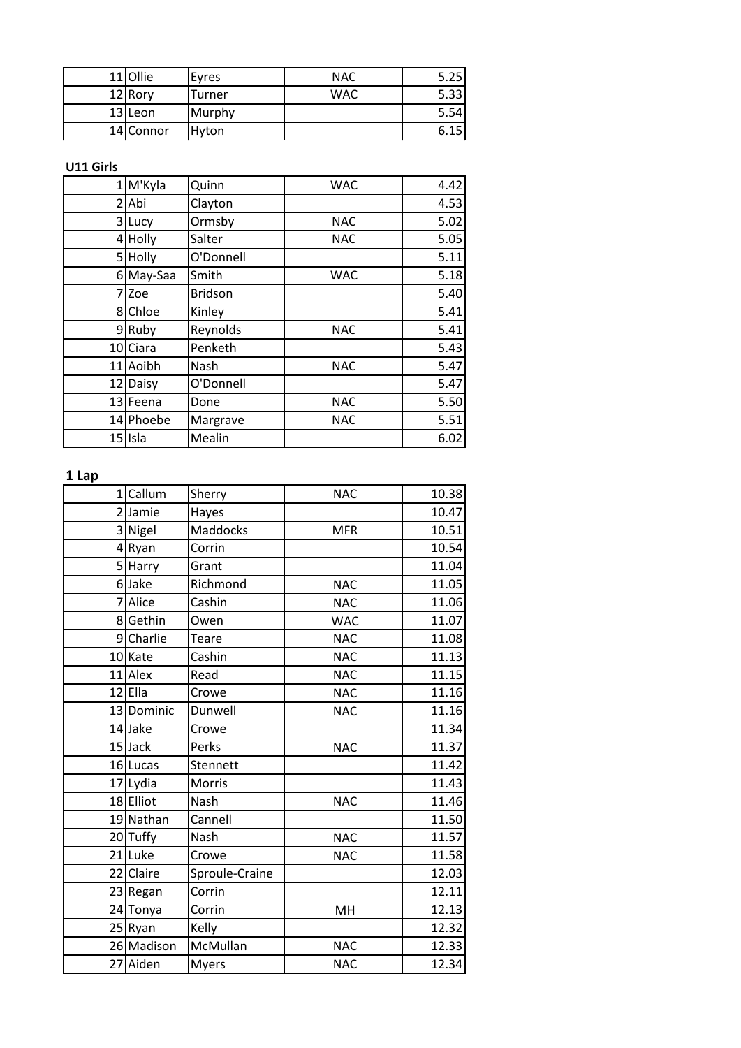| | | | | |
|---|---|---|---|---|
| 11 | Ollie | Eyres | NAC | 5.25 |
| 12 | Rory | Turner | WAC | 5.33 |
| 13 | Leon | Murphy | | 5.54 |
| 14 | Connor | Hyton | | 6.15 |

**U11 Girls**

| | | | | |
|---|---|---|---|---|
| 1 | M'Kyla | Quinn | WAC | 4.42 |
| 2 | Abi | Clayton | | 4.53 |
| 3 | Lucy | Ormsby | NAC | 5.02 |
| 4 | Holly | Salter | NAC | 5.05 |
| 5 | Holly | O'Donnell | | 5.11 |
| 6 | May-Saa | Smith | WAC | 5.18 |
| 7 | Zoe | Bridson | | 5.40 |
| 8 | Chloe | Kinley | | 5.41 |
| 9 | Ruby | Reynolds | NAC | 5.41 |
| 10 | Ciara | Penketh | | 5.43 |
| 11 | Aoibh | Nash | NAC | 5.47 |
| 12 | Daisy | O'Donnell | | 5.47 |
| 13 | Feena | Done | NAC | 5.50 |
| 14 | Phoebe | Margrave | NAC | 5.51 |
| 15 | Isla | Mealin | | 6.02 |

**1 Lap**

| | | | | |
|---|---|---|---|---|
| 1 | Callum | Sherry | NAC | 10.38 |
| 2 | Jamie | Hayes | | 10.47 |
| 3 | Nigel | Maddocks | MFR | 10.51 |
| 4 | Ryan | Corrin | | 10.54 |
| 5 | Harry | Grant | | 11.04 |
| 6 | Jake | Richmond | NAC | 11.05 |
| 7 | Alice | Cashin | NAC | 11.06 |
| 8 | Gethin | Owen | WAC | 11.07 |
| 9 | Charlie | Teare | NAC | 11.08 |
| 10 | Kate | Cashin | NAC | 11.13 |
| 11 | Alex | Read | NAC | 11.15 |
| 12 | Ella | Crowe | NAC | 11.16 |
| 13 | Dominic | Dunwell | NAC | 11.16 |
| 14 | Jake | Crowe | | 11.34 |
| 15 | Jack | Perks | NAC | 11.37 |
| 16 | Lucas | Stennett | | 11.42 |
| 17 | Lydia | Morris | | 11.43 |
| 18 | Elliot | Nash | NAC | 11.46 |
| 19 | Nathan | Cannell | | 11.50 |
| 20 | Tuffy | Nash | NAC | 11.57 |
| 21 | Luke | Crowe | NAC | 11.58 |
| 22 | Claire | Sproule-Craine | | 12.03 |
| 23 | Regan | Corrin | | 12.11 |
| 24 | Tonya | Corrin | MH | 12.13 |
| 25 | Ryan | Kelly | | 12.32 |
| 26 | Madison | McMullan | NAC | 12.33 |
| 27 | Aiden | Myers | NAC | 12.34 |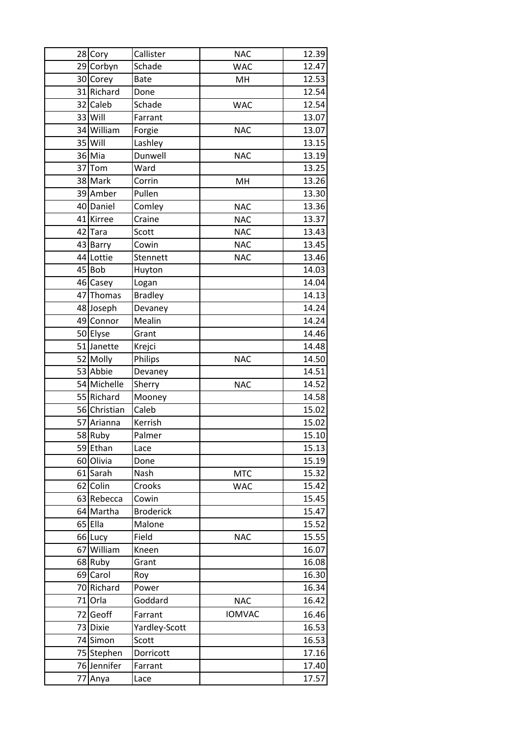| | | | | |
|---|---|---|---|---|
| 28 | Cory | Callister | NAC | 12.39 |
| 29 | Corbyn | Schade | WAC | 12.47 |
| 30 | Corey | Bate | MH | 12.53 |
| 31 | Richard | Done | | 12.54 |
| 32 | Caleb | Schade | WAC | 12.54 |
| 33 | Will | Farrant | | 13.07 |
| 34 | William | Forgie | NAC | 13.07 |
| 35 | Will | Lashley | | 13.15 |
| 36 | Mia | Dunwell | NAC | 13.19 |
| 37 | Tom | Ward | | 13.25 |
| 38 | Mark | Corrin | MH | 13.26 |
| 39 | Amber | Pullen | | 13.30 |
| 40 | Daniel | Comley | NAC | 13.36 |
| 41 | Kirree | Craine | NAC | 13.37 |
| 42 | Tara | Scott | NAC | 13.43 |
| 43 | Barry | Cowin | NAC | 13.45 |
| 44 | Lottie | Stennett | NAC | 13.46 |
| 45 | Bob | Huyton | | 14.03 |
| 46 | Casey | Logan | | 14.04 |
| 47 | Thomas | Bradley | | 14.13 |
| 48 | Joseph | Devaney | | 14.24 |
| 49 | Connor | Mealin | | 14.24 |
| 50 | Elyse | Grant | | 14.46 |
| 51 | Janette | Krejci | | 14.48 |
| 52 | Molly | Philips | NAC | 14.50 |
| 53 | Abbie | Devaney | | 14.51 |
| 54 | Michelle | Sherry | NAC | 14.52 |
| 55 | Richard | Mooney | | 14.58 |
| 56 | Christian | Caleb | | 15.02 |
| 57 | Arianna | Kerrish | | 15.02 |
| 58 | Ruby | Palmer | | 15.10 |
| 59 | Ethan | Lace | | 15.13 |
| 60 | Olivia | Done | | 15.19 |
| 61 | Sarah | Nash | MTC | 15.32 |
| 62 | Colin | Crooks | WAC | 15.42 |
| 63 | Rebecca | Cowin | | 15.45 |
| 64 | Martha | Broderick | | 15.47 |
| 65 | Ella | Malone | | 15.52 |
| 66 | Lucy | Field | NAC | 15.55 |
| 67 | William | Kneen | | 16.07 |
| 68 | Ruby | Grant | | 16.08 |
| 69 | Carol | Roy | | 16.30 |
| 70 | Richard | Power | | 16.34 |
| 71 | Orla | Goddard | NAC | 16.42 |
| 72 | Geoff | Farrant | IOMVAC | 16.46 |
| 73 | Dixie | Yardley-Scott | | 16.53 |
| 74 | Simon | Scott | | 16.53 |
| 75 | Stephen | Dorricott | | 17.16 |
| 76 | Jennifer | Farrant | | 17.40 |
| 77 | Anya | Lace | | 17.57 |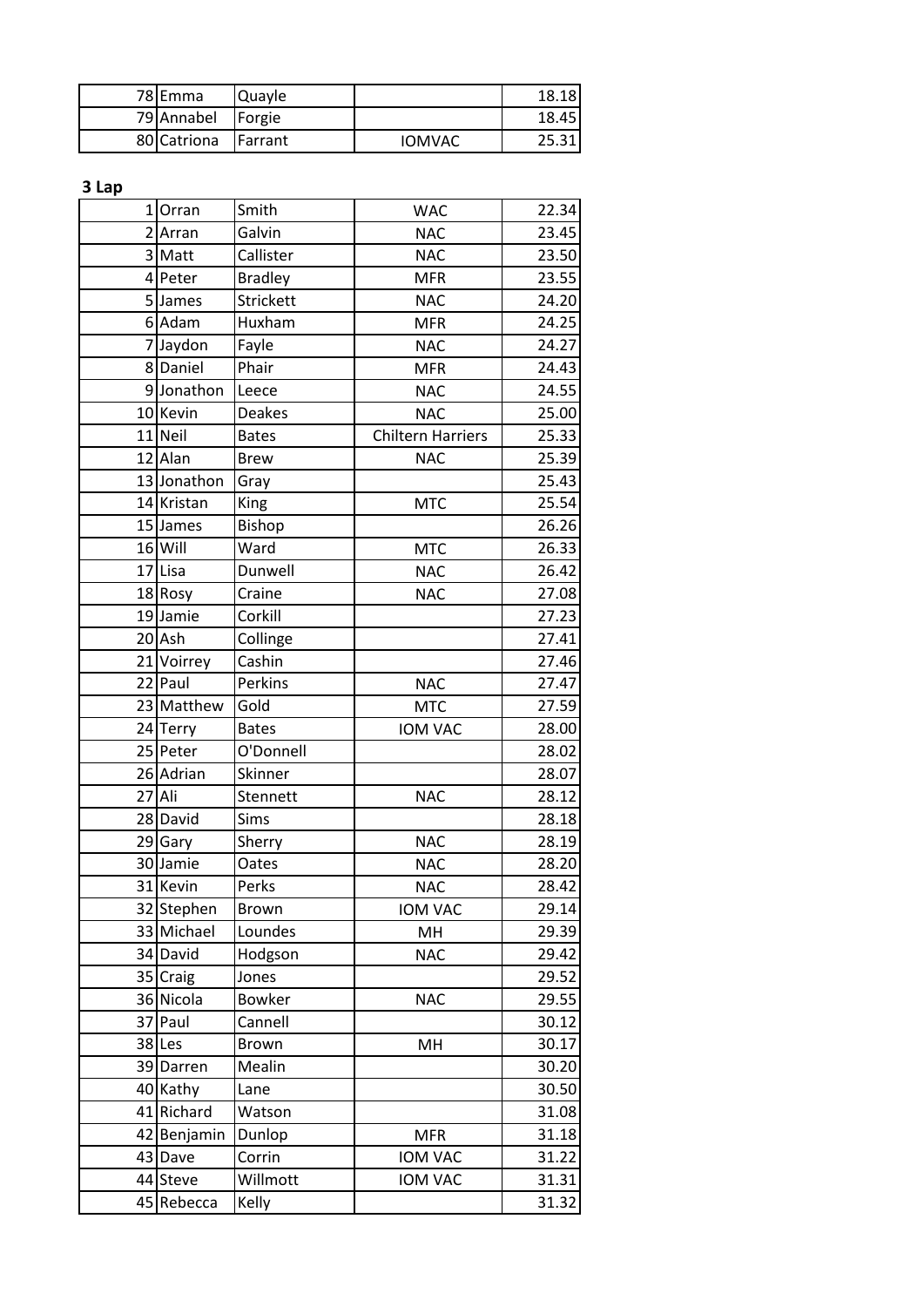| | | | | |
|---|---|---|---|---|
| 78 | Emma | Quayle | | 18.18 |
| 79 | Annabel | Forgie | | 18.45 |
| 80 | Catriona | Farrant | IOMVAC | 25.31 |

**3 Lap**

| | | | | |
|---|---|---|---|---|
| 1 | Orran | Smith | WAC | 22.34 |
| 2 | Arran | Galvin | NAC | 23.45 |
| 3 | Matt | Callister | NAC | 23.50 |
| 4 | Peter | Bradley | MFR | 23.55 |
| 5 | James | Strickett | NAC | 24.20 |
| 6 | Adam | Huxham | MFR | 24.25 |
| 7 | Jaydon | Fayle | NAC | 24.27 |
| 8 | Daniel | Phair | MFR | 24.43 |
| 9 | Jonathon | Leece | NAC | 24.55 |
| 10 | Kevin | Deakes | NAC | 25.00 |
| 11 | Neil | Bates | Chiltern Harriers | 25.33 |
| 12 | Alan | Brew | NAC | 25.39 |
| 13 | Jonathon | Gray | | 25.43 |
| 14 | Kristan | King | MTC | 25.54 |
| 15 | James | Bishop | | 26.26 |
| 16 | Will | Ward | MTC | 26.33 |
| 17 | Lisa | Dunwell | NAC | 26.42 |
| 18 | Rosy | Craine | NAC | 27.08 |
| 19 | Jamie | Corkill | | 27.23 |
| 20 | Ash | Collinge | | 27.41 |
| 21 | Voirrey | Cashin | | 27.46 |
| 22 | Paul | Perkins | NAC | 27.47 |
| 23 | Matthew | Gold | MTC | 27.59 |
| 24 | Terry | Bates | IOM VAC | 28.00 |
| 25 | Peter | O'Donnell | | 28.02 |
| 26 | Adrian | Skinner | | 28.07 |
| 27 | Ali | Stennett | NAC | 28.12 |
| 28 | David | Sims | | 28.18 |
| 29 | Gary | Sherry | NAC | 28.19 |
| 30 | Jamie | Oates | NAC | 28.20 |
| 31 | Kevin | Perks | NAC | 28.42 |
| 32 | Stephen | Brown | IOM VAC | 29.14 |
| 33 | Michael | Loundes | MH | 29.39 |
| 34 | David | Hodgson | NAC | 29.42 |
| 35 | Craig | Jones | | 29.52 |
| 36 | Nicola | Bowker | NAC | 29.55 |
| 37 | Paul | Cannell | | 30.12 |
| 38 | Les | Brown | MH | 30.17 |
| 39 | Darren | Mealin | | 30.20 |
| 40 | Kathy | Lane | | 30.50 |
| 41 | Richard | Watson | | 31.08 |
| 42 | Benjamin | Dunlop | MFR | 31.18 |
| 43 | Dave | Corrin | IOM VAC | 31.22 |
| 44 | Steve | Willmott | IOM VAC | 31.31 |
| 45 | Rebecca | Kelly | | 31.32 |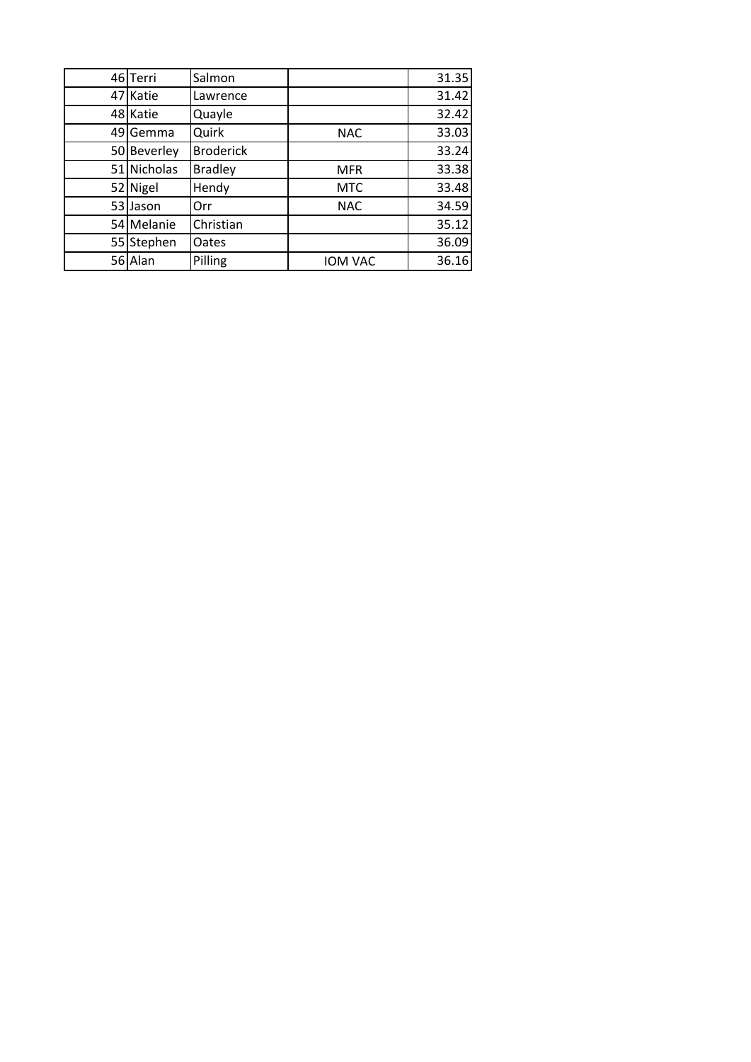| | | | | |
|---|---|---|---|---|
| 46 | Terri | Salmon | | 31.35 |
| 47 | Katie | Lawrence | | 31.42 |
| 48 | Katie | Quayle | | 32.42 |
| 49 | Gemma | Quirk | NAC | 33.03 |
| 50 | Beverley | Broderick | | 33.24 |
| 51 | Nicholas | Bradley | MFR | 33.38 |
| 52 | Nigel | Hendy | MTC | 33.48 |
| 53 | Jason | Orr | NAC | 34.59 |
| 54 | Melanie | Christian | | 35.12 |
| 55 | Stephen | Oates | | 36.09 |
| 56 | Alan | Pilling | IOM VAC | 36.16 |